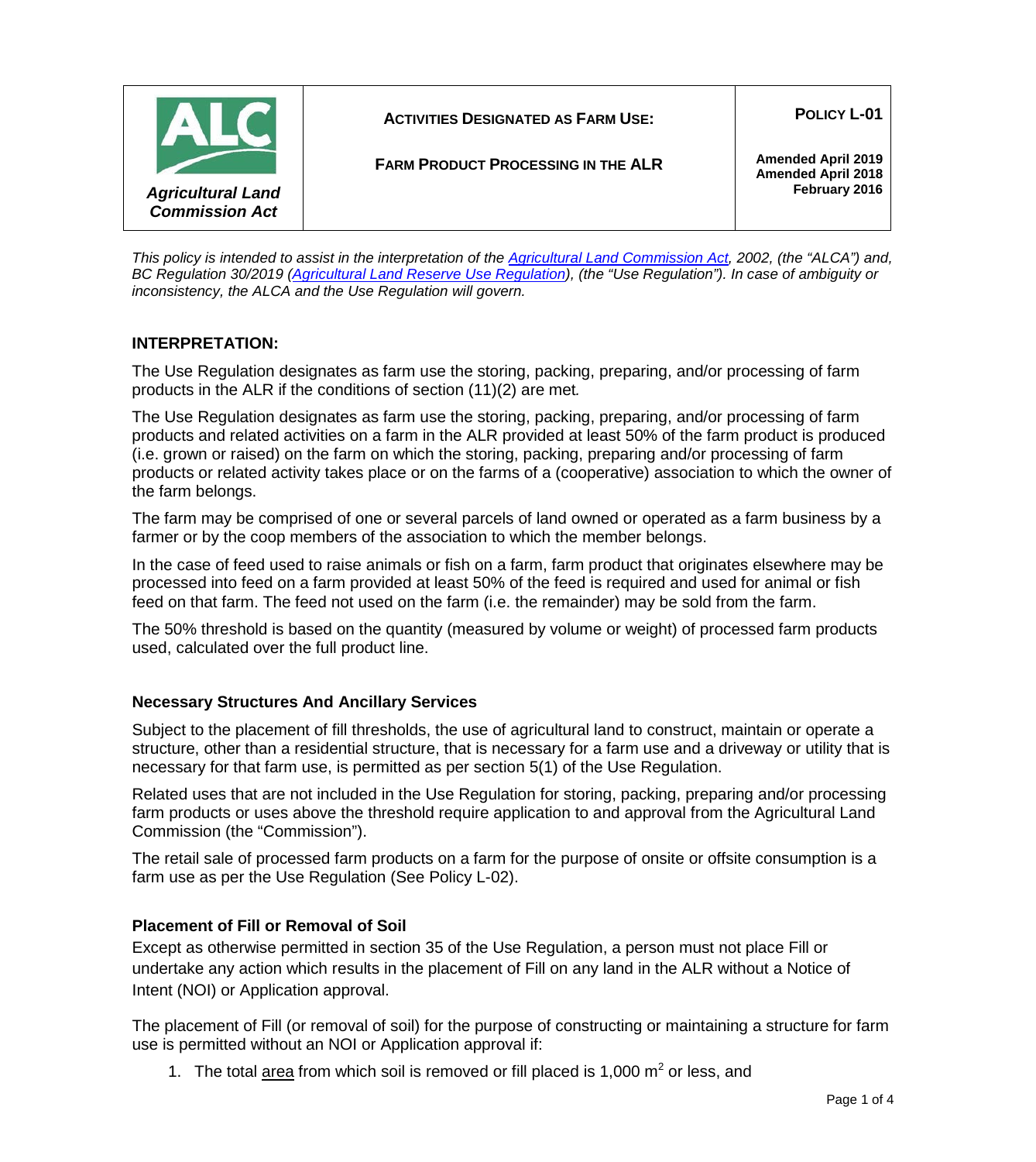| Agricultural Land Commission Act | ACTIVITIES DESIGNATED AS FARM USE: FARM PRODUCT PROCESSING IN THE ALR | POLICY L-01 Amended April 2019 Amended April 2018 February 2016 |
| --- | --- | --- |

*This policy is intended to assist in the interpretation of the Agricultural Land Commission Act, 2002, (the "ALCA") and, BC Regulation 30/2019 (Agricultural Land Reserve Use Regulation), (the "Use Regulation"). In case of ambiguity or inconsistency, the ALCA and the Use Regulation will govern.*

## INTERPRETATION:

The Use Regulation designates as farm use the storing, packing, preparing, and/or processing of farm products in the ALR if the conditions of section (11)(2) are met.

The Use Regulation designates as farm use the storing, packing, preparing, and/or processing of farm products and related activities on a farm in the ALR provided at least 50% of the farm product is produced (i.e. grown or raised) on the farm on which the storing, packing, preparing and/or processing of farm products or related activity takes place or on the farms of a (cooperative) association to which the owner of the farm belongs.

The farm may be comprised of one or several parcels of land owned or operated as a farm business by a farmer or by the coop members of the association to which the member belongs.

In the case of feed used to raise animals or fish on a farm, farm product that originates elsewhere may be processed into feed on a farm provided at least 50% of the feed is required and used for animal or fish feed on that farm. The feed not used on the farm (i.e. the remainder) may be sold from the farm.

The 50% threshold is based on the quantity (measured by volume or weight) of processed farm products used, calculated over the full product line.

### Necessary Structures And Ancillary Services

Subject to the placement of fill thresholds, the use of agricultural land to construct, maintain or operate a structure, other than a residential structure, that is necessary for a farm use and a driveway or utility that is necessary for that farm use, is permitted as per section 5(1) of the Use Regulation.

Related uses that are not included in the Use Regulation for storing, packing, preparing and/or processing farm products or uses above the threshold require application to and approval from the Agricultural Land Commission (the "Commission").

The retail sale of processed farm products on a farm for the purpose of onsite or offsite consumption is a farm use as per the Use Regulation (See Policy L-02).

### Placement of Fill or Removal of Soil

Except as otherwise permitted in section 35 of the Use Regulation, a person must not place Fill or undertake any action which results in the placement of Fill on any land in the ALR without a Notice of Intent (NOI) or Application approval.

The placement of Fill (or removal of soil) for the purpose of constructing or maintaining a structure for farm use is permitted without an NOI or Application approval if:

1. The total area from which soil is removed or fill placed is 1,000 $m^2$ or less, and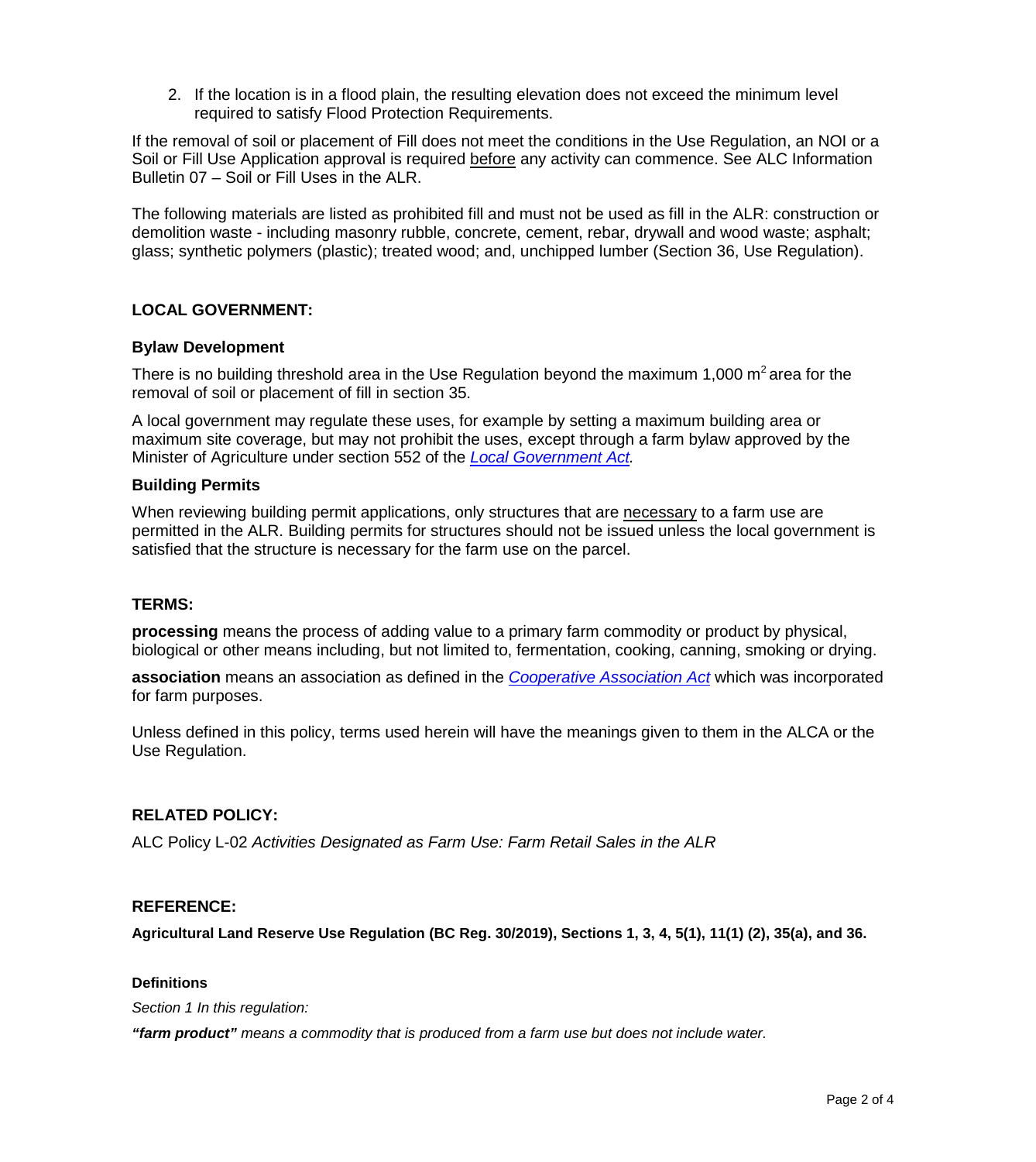2. If the location is in a flood plain, the resulting elevation does not exceed the minimum level required to satisfy Flood Protection Requirements.

If the removal of soil or placement of Fill does not meet the conditions in the Use Regulation, an NOI or a Soil or Fill Use Application approval is required before any activity can commence. See ALC Information Bulletin 07 – Soil or Fill Uses in the ALR.

The following materials are listed as prohibited fill and must not be used as fill in the ALR: construction or demolition waste - including masonry rubble, concrete, cement, rebar, drywall and wood waste; asphalt; glass; synthetic polymers (plastic); treated wood; and, unchipped lumber (Section 36, Use Regulation).

## LOCAL GOVERNMENT:

### Bylaw Development

There is no building threshold area in the Use Regulation beyond the maximum 1,000 $m^2$ area for the removal of soil or placement of fill in section 35.

A local government may regulate these uses, for example by setting a maximum building area or maximum site coverage, but may not prohibit the uses, except through a farm bylaw approved by the Minister of Agriculture under section 552 of the *Local Government Act.*

### Building Permits

When reviewing building permit applications, only structures that are necessary to a farm use are permitted in the ALR. Building permits for structures should not be issued unless the local government is satisfied that the structure is necessary for the farm use on the parcel.

## TERMS:

**processing** means the process of adding value to a primary farm commodity or product by physical, biological or other means including, but not limited to, fermentation, cooking, canning, smoking or drying.

**association** means an association as defined in the *Cooperative Association Act* which was incorporated for farm purposes.

Unless defined in this policy, terms used herein will have the meanings given to them in the ALCA or the Use Regulation.

## RELATED POLICY:

ALC Policy L-02 *Activities Designated as Farm Use: Farm Retail Sales in the ALR*

## REFERENCE:

**Agricultural Land Reserve Use Regulation (BC Reg. 30/2019), Sections 1, 3, 4, 5(1), 11(1) (2), 35(a), and 36.**

**Definitions**

*Section 1 In this regulation:*

***"farm product"*** *means a commodity that is produced from a farm use but does not include water.*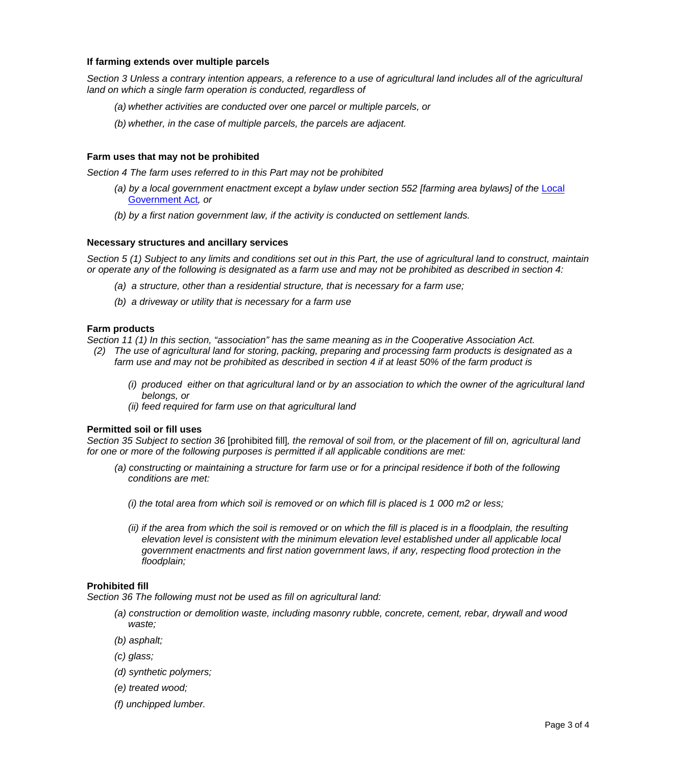**If farming extends over multiple parcels**

*Section 3 Unless a contrary intention appears, a reference to a use of agricultural land includes all of the agricultural land on which a single farm operation is conducted, regardless of*

*(a) whether activities are conducted over one parcel or multiple parcels, or*

*(b) whether, in the case of multiple parcels, the parcels are adjacent.*

**Farm uses that may not be prohibited**

*Section 4 The farm uses referred to in this Part may not be prohibited*

*(a) by a local government enactment except a bylaw under section 552 [farming area bylaws] of the* Local Government Act*, or*

*(b) by a first nation government law, if the activity is conducted on settlement lands.*

**Necessary structures and ancillary services**

*Section 5 (1) Subject to any limits and conditions set out in this Part, the use of agricultural land to construct, maintain or operate any of the following is designated as a farm use and may not be prohibited as described in section 4:*

*(a) a structure, other than a residential structure, that is necessary for a farm use;*

*(b) a driveway or utility that is necessary for a farm use*

**Farm products**

*Section 11 (1) In this section, "association" has the same meaning as in the Cooperative Association Act.*

*(2) The use of agricultural land for storing, packing, preparing and processing farm products is designated as a farm use and may not be prohibited as described in section 4 if at least 50% of the farm product is*

*(i) produced either on that agricultural land or by an association to which the owner of the agricultural land belongs, or*

*(ii) feed required for farm use on that agricultural land*

**Permitted soil or fill uses**

*Section 35 Subject to section 36* [prohibited fill]*, the removal of soil from, or the placement of fill on, agricultural land for one or more of the following purposes is permitted if all applicable conditions are met:*

*(a) constructing or maintaining a structure for farm use or for a principal residence if both of the following conditions are met:*

*(i) the total area from which soil is removed or on which fill is placed is 1 000 m2 or less;*

*(ii) if the area from which the soil is removed or on which the fill is placed is in a floodplain, the resulting elevation level is consistent with the minimum elevation level established under all applicable local government enactments and first nation government laws, if any, respecting flood protection in the floodplain;*

**Prohibited fill**

*Section 36 The following must not be used as fill on agricultural land:*

*(a) construction or demolition waste, including masonry rubble, concrete, cement, rebar, drywall and wood waste;*

*(b) asphalt;*

*(c) glass;*

*(d) synthetic polymers;*

*(e) treated wood;*

*(f) unchipped lumber.*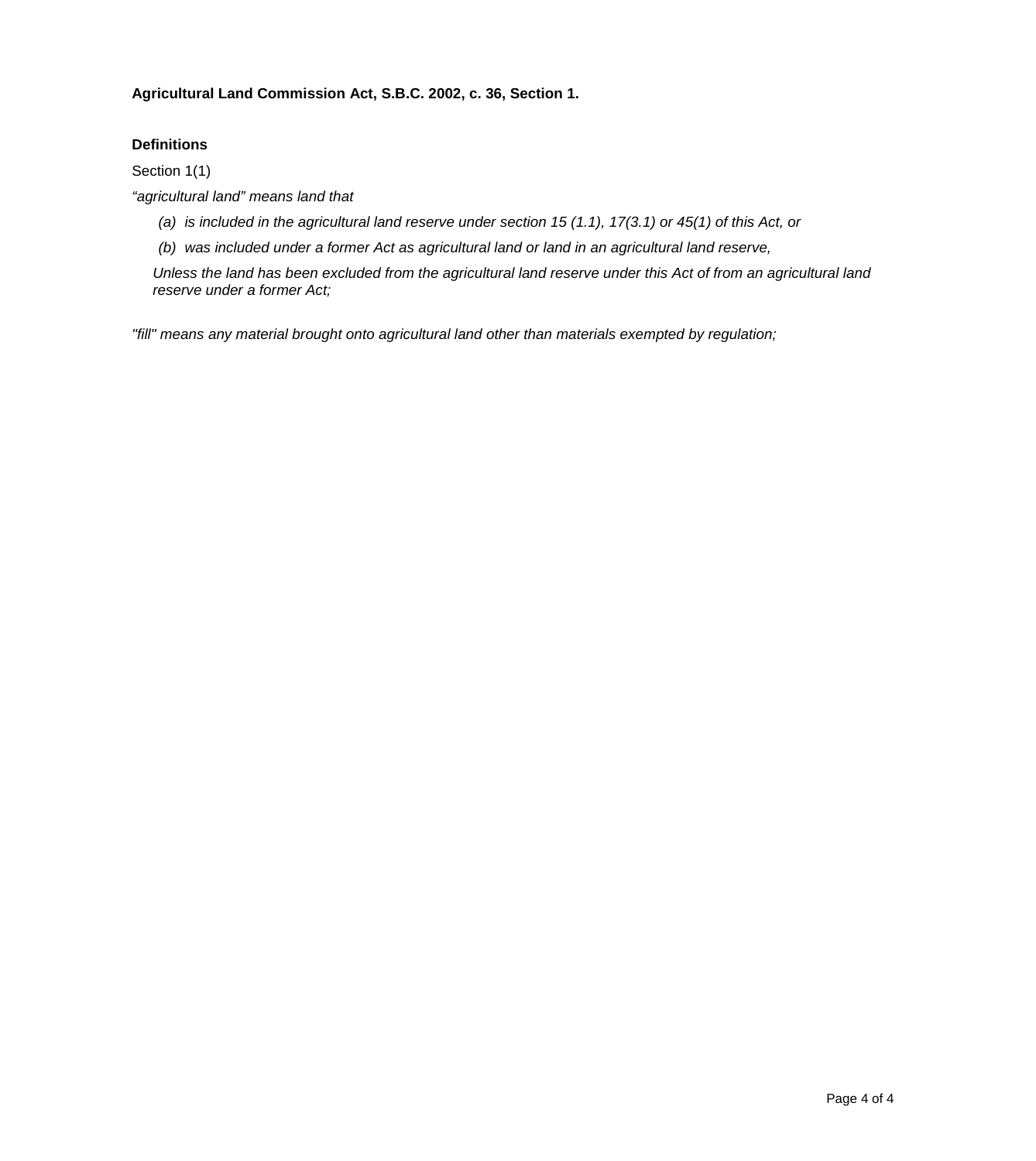**Agricultural Land Commission Act, S.B.C. 2002, c. 36, Section 1.**

**Definitions**

Section 1(1)

*“agricultural land” means land that*

> *(a) is included in the agricultural land reserve under section 15 (1.1), 17(3.1) or 45(1) of this Act, or*
>
> *(b) was included under a former Act as agricultural land or land in an agricultural land reserve,*
>
> *Unless the land has been excluded from the agricultural land reserve under this Act of from an agricultural land reserve under a former Act;*

*"fill" means any material brought onto agricultural land other than materials exempted by regulation;*